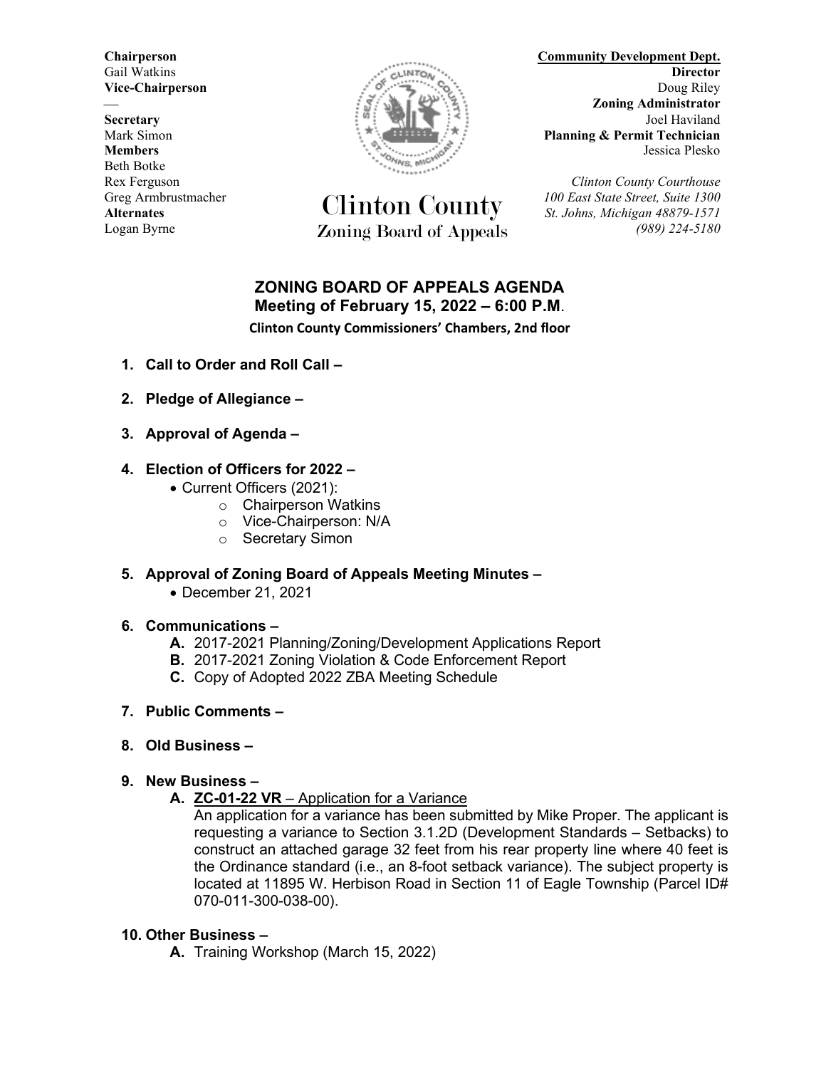**Chairperson**
Gail Watkins
**Vice-Chairperson**
—
**Secretary**
Mark Simon
**Members**
Beth Botke
Rex Ferguson
Greg Armbrustmacher
**Alternates**
Logan Byrne

# Clinton County
## Zoning Board of Appeals

**Community Development Dept.**
**Director**
Doug Riley
**Zoning Administrator**
Joel Haviland
**Planning & Permit Technician**
Jessica Plesko

*Clinton County Courthouse*
*100 East State Street, Suite 1300*
*St. Johns, Michigan 48879-1571*
*(989) 224-5180*

## ZONING BOARD OF APPEALS AGENDA
### Meeting of February 15, 2022 – 6:00 P.M.
**Clinton County Commissioners' Chambers, 2nd floor**

1. **Call to Order and Roll Call –**

2. **Pledge of Allegiance –**

3. **Approval of Agenda –**

4. **Election of Officers for 2022 –**
   - Current Officers (2021):
     - Chairperson Watkins
     - Vice-Chairperson: N/A
     - Secretary Simon

5. **Approval of Zoning Board of Appeals Meeting Minutes –**
   - December 21, 2021

6. **Communications –**
   - **A.** 2017-2021 Planning/Zoning/Development Applications Report
   - **B.** 2017-2021 Zoning Violation & Code Enforcement Report
   - **C.** Copy of Adopted 2022 ZBA Meeting Schedule

7. **Public Comments –**

8. **Old Business –**

9. **New Business –**
   - **A.** **ZC-01-22 VR** – Application for a Variance
     An application for a variance has been submitted by Mike Proper. The applicant is requesting a variance to Section 3.1.2D (Development Standards – Setbacks) to construct an attached garage 32 feet from his rear property line where 40 feet is the Ordinance standard (i.e., an 8-foot setback variance). The subject property is located at 11895 W. Herbison Road in Section 11 of Eagle Township (Parcel ID# 070-011-300-038-00).

10. **Other Business –**
    - **A.** Training Workshop (March 15, 2022)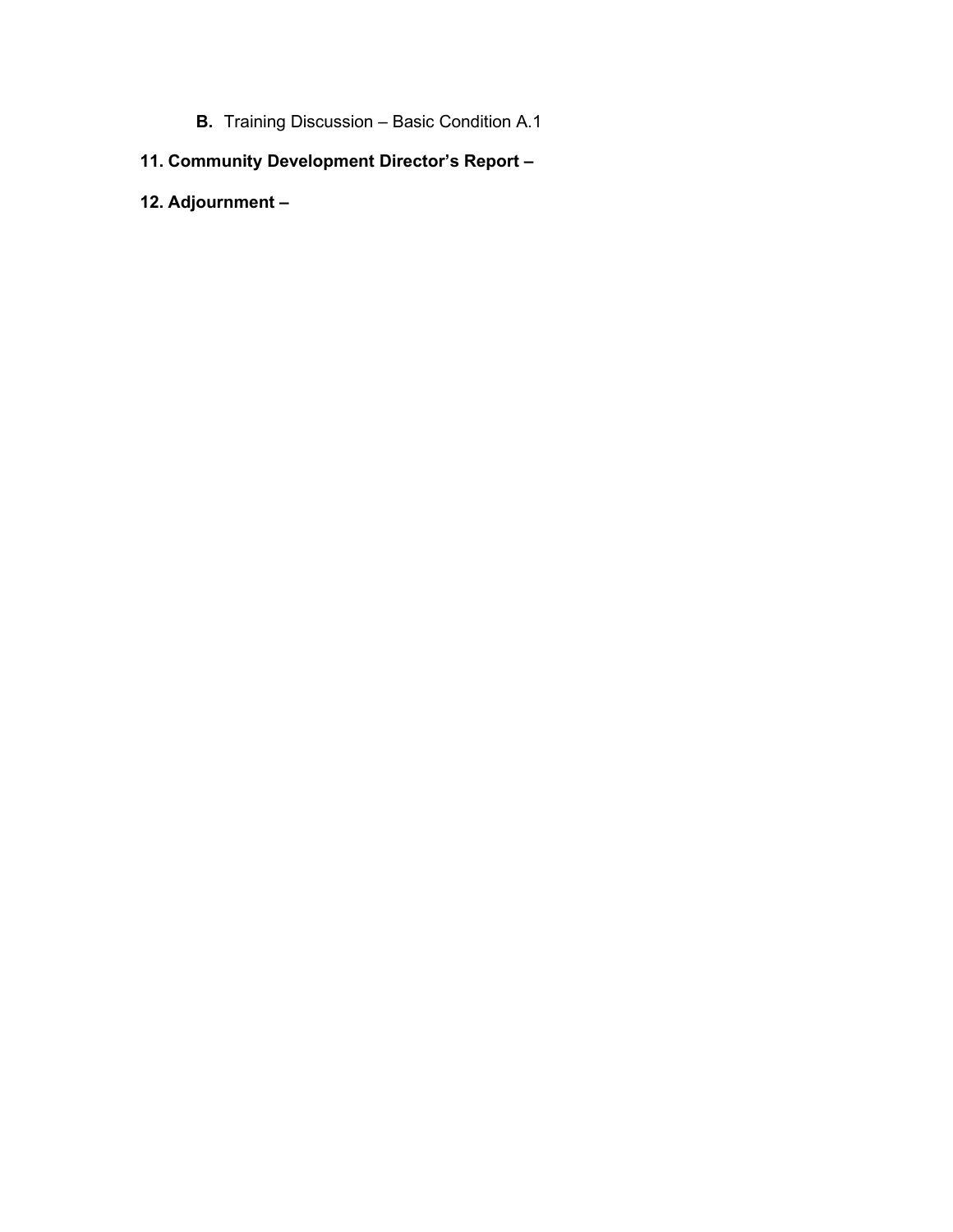**B.** Training Discussion – Basic Condition A.1

**11. Community Development Director's Report –**

**12. Adjournment –**